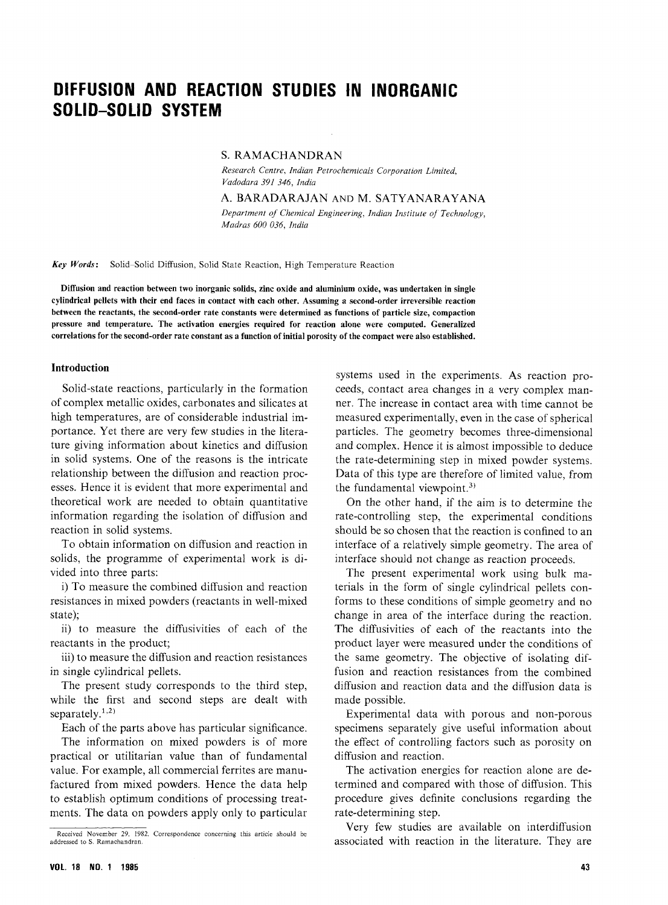# DIFFUSION AND REACTION STUDIES IN INORGANIC SOLID–SOLID SYSTEM

S. RAMACHANDRAN

*Research Centre, Indian Petrochemicals Corporation Limited, Vadodara 391 346, India*

A. BARADARAJAN AND M. SATYANARAYANA

*Department of Chemical Engineering, Indian Institute of Technology, Madras 600 036, India*

*Key Words*: Solid–Solid Diffusion, Solid State Reaction, High Temperature Reaction

**Diffusion and reaction between two inorganic solids, zinc oxide and aluminium oxide, was undertaken in single cylindrical pellets with their end faces in contact with each other. Assuming a second-order irreversible reaction between the reactants, the second-order rate constants were determined as functions of particle size, compaction pressure and temperature. The activation energies required for reaction alone were computed. Generalized correlations for the second-order rate constant as a function of initial porosity of the compact were also established.**

## Introduction

Solid-state reactions, particularly in the formation of complex metallic oxides, carbonates and silicates at high temperatures, are of considerable industrial importance. Yet there are very few studies in the literature giving information about kinetics and diffusion in solid systems. One of the reasons is the intricate relationship between the diffusion and reaction processes. Hence it is evident that more experimental and theoretical work are needed to obtain quantitative information regarding the isolation of diffusion and reaction in solid systems.

To obtain information on diffusion and reaction in solids, the programme of experimental work is divided into three parts:

i) To measure the combined diffusion and reaction resistances in mixed powders (reactants in well-mixed state);

ii) to measure the diffusivities of each of the reactants in the product;

iii) to measure the diffusion and reaction resistances in single cylindrical pellets.

The present study corresponds to the third step, while the first and second steps are dealt with separately.[1,2]

Each of the parts above has particular significance.

The information on mixed powders is of more practical or utilitarian value than of fundamental value. For example, all commercial ferrites are manufactured from mixed powders. Hence the data help to establish optimum conditions of processing treatments. The data on powders apply only to particular systems used in the experiments. As reaction proceeds, contact area changes in a very complex manner. The increase in contact area with time cannot be measured experimentally, even in the case of spherical particles. The geometry becomes three-dimensional and complex. Hence it is almost impossible to deduce the rate-determining step in mixed powder systems. Data of this type are therefore of limited value, from the fundamental viewpoint.[3]

On the other hand, if the aim is to determine the rate-controlling step, the experimental conditions should be so chosen that the reaction is confined to an interface of a relatively simple geometry. The area of interface should not change as reaction proceeds.

The present experimental work using bulk materials in the form of single cylindrical pellets conforms to these conditions of simple geometry and no change in area of the interface during the reaction. The diffusivities of each of the reactants into the product layer were measured under the conditions of the same geometry. The objective of isolating diffusion and reaction resistances from the combined diffusion and reaction data and the diffusion data is made possible.

Experimental data with porous and non-porous specimens separately give useful information about the effect of controlling factors such as porosity on diffusion and reaction.

The activation energies for reaction alone are determined and compared with those of diffusion. This procedure gives definite conclusions regarding the rate-determining step.

Very few studies are available on interdiffusion associated with reaction in the literature. They are

Received November 29, 1982. Correspondence concerning this article should be addressed to S. Ramachandran.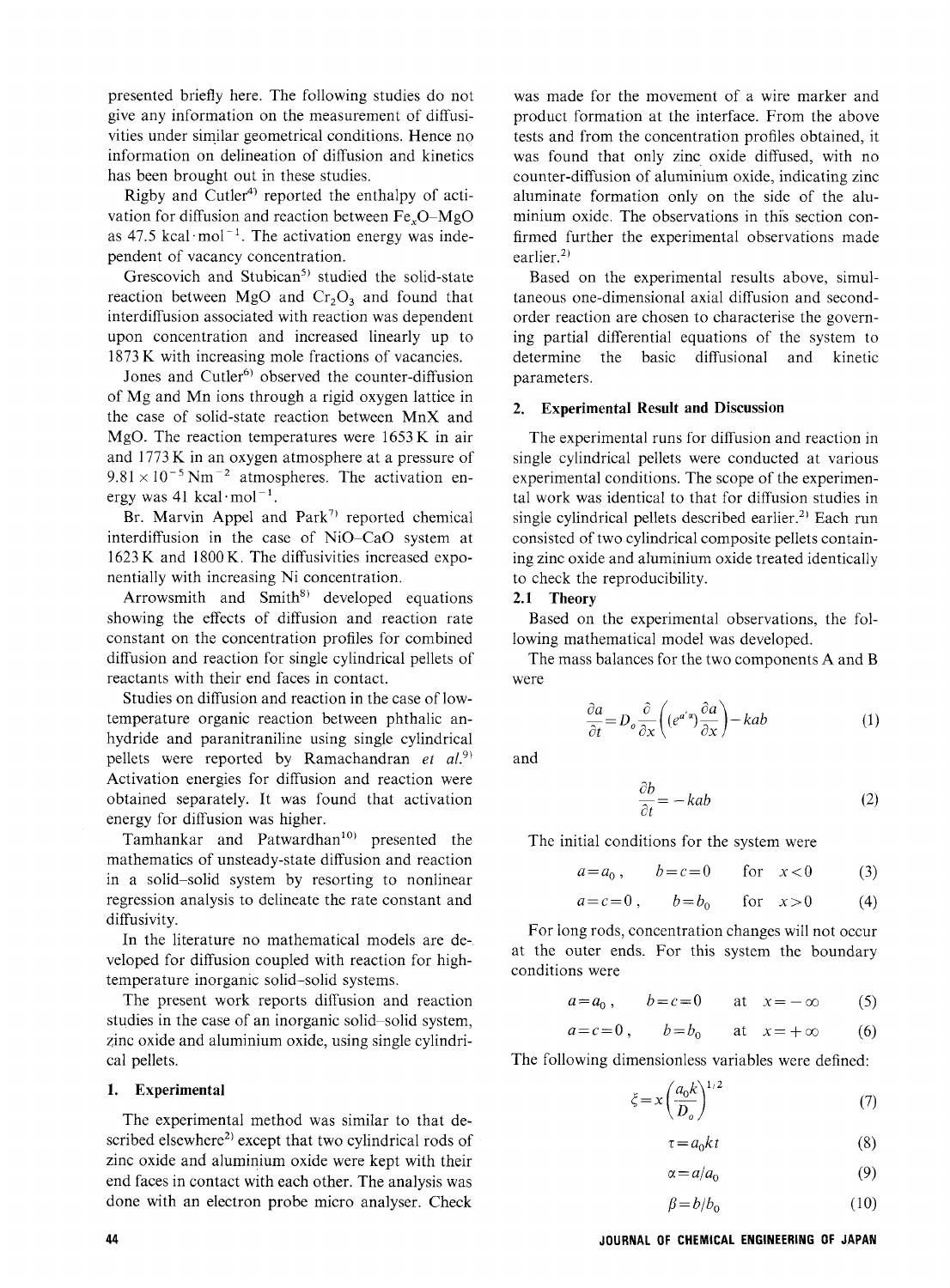presented briefly here. The following studies do not give any information on the measurement of diffusivities under similar geometrical conditions. Hence no information on delineation of diffusion and kinetics has been brought out in these studies.

Rigby and Cutler[4] reported the enthalpy of activation for diffusion and reaction between $Fe_xO$–MgO as 47.5 kcal·mol$^{-1}$. The activation energy was independent of vacancy concentration.

Grescovich and Stubican[5] studied the solid-state reaction between MgO and $Cr_2O_3$ and found that interdiffusion associated with reaction was dependent upon concentration and increased linearly up to 1873 K with increasing mole fractions of vacancies.

Jones and Cutler[6] observed the counter-diffusion of Mg and Mn ions through a rigid oxygen lattice in the case of solid-state reaction between MnX and MgO. The reaction temperatures were 1653 K in air and 1773 K in an oxygen atmosphere at a pressure of $9.81 \times 10^{-5}$ Nm$^{-2}$ atmospheres. The activation energy was 41 kcal·mol$^{-1}$.

Br. Marvin Appel and Park[7] reported chemical interdiffusion in the case of NiO–CaO system at 1623 K and 1800 K. The diffusivities increased exponentially with increasing Ni concentration.

Arrowsmith and Smith[8] developed equations showing the effects of diffusion and reaction rate constant on the concentration profiles for combined diffusion and reaction for single cylindrical pellets of reactants with their end faces in contact.

Studies on diffusion and reaction in the case of low-temperature organic reaction between phthalic anhydride and paranitraniline using single cylindrical pellets were reported by Ramachandran *et al.*[9] Activation energies for diffusion and reaction were obtained separately. It was found that activation energy for diffusion was higher.

Tamhankar and Patwardhan[10] presented the mathematics of unsteady-state diffusion and reaction in a solid–solid system by resorting to nonlinear regression analysis to delineate the rate constant and diffusivity.

In the literature no mathematical models are developed for diffusion coupled with reaction for high-temperature inorganic solid–solid systems.

The present work reports diffusion and reaction studies in the case of an inorganic solid–solid system, zinc oxide and aluminium oxide, using single cylindrical pellets.

## 1. Experimental

The experimental method was similar to that described elsewhere[2] except that two cylindrical rods of zinc oxide and aluminium oxide were kept with their end faces in contact with each other. The analysis was done with an electron probe micro analyser. Check was made for the movement of a wire marker and product formation at the interface. From the above tests and from the concentration profiles obtained, it was found that only zinc oxide diffused, with no counter-diffusion of aluminium oxide, indicating zinc aluminate formation only on the side of the aluminium oxide. The observations in this section confirmed further the experimental observations made earlier.[2]

Based on the experimental results above, simultaneous one-dimensional axial diffusion and second-order reaction are chosen to characterise the governing partial differential equations of the system to determine the basic diffusional and kinetic parameters.

## 2. Experimental Result and Discussion

The experimental runs for diffusion and reaction in single cylindrical pellets were conducted at various experimental conditions. The scope of the experimental work was identical to that for diffusion studies in single cylindrical pellets described earlier.[2] Each run consisted of two cylindrical composite pellets containing zinc oxide and aluminium oxide treated identically to check the reproducibility.

### 2.1 Theory

Based on the experimental observations, the following mathematical model was developed.

The mass balances for the two components A and B were

$$\frac{\partial a}{\partial t} = D_o \frac{\partial}{\partial x}\left((e^{a'\alpha})\frac{\partial a}{\partial x}\right) - kab \tag{1}$$

and

$$\frac{\partial b}{\partial t} = -kab \tag{2}$$

The initial conditions for the system were

$$a = a_0, \quad b = c = 0 \quad \text{for} \quad x < 0 \tag{3}$$

$$a = c = 0, \quad b = b_0 \quad \text{for} \quad x > 0 \tag{4}$$

For long rods, concentration changes will not occur at the outer ends. For this system the boundary conditions were

$$a = a_0, \quad b = c = 0 \quad \text{at} \quad x = -\infty \tag{5}$$

$$a = c = 0, \quad b = b_0 \quad \text{at} \quad x = +\infty \tag{6}$$

The following dimensionless variables were defined:

$$\xi = x\left(\frac{a_0 k}{D_o}\right)^{1/2} \tag{7}$$

$$\tau = a_0 k t \tag{8}$$

$$\alpha = a/a_0 \tag{9}$$

$$\beta = b/b_0 \tag{10}$$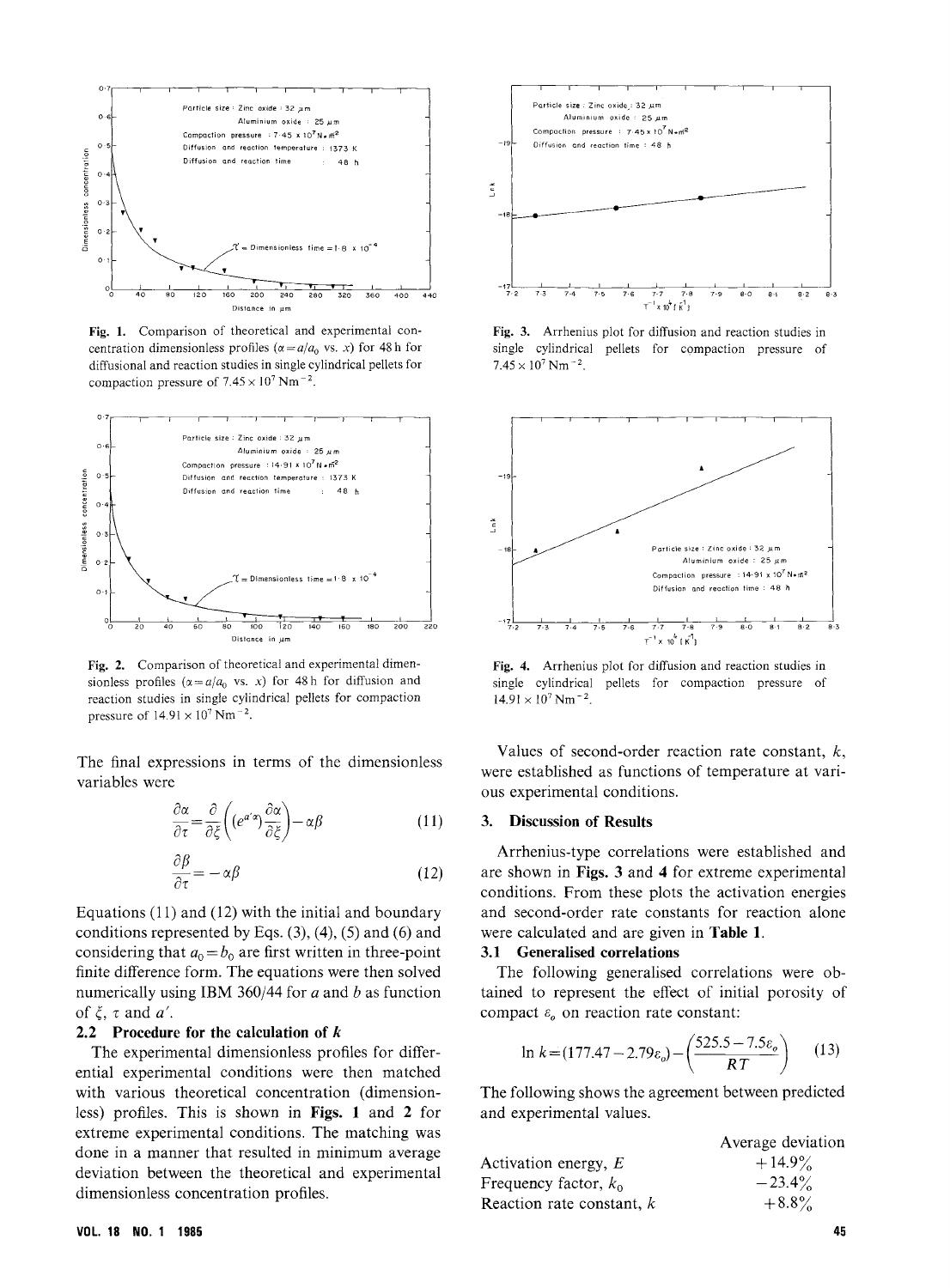Fig. 1. Comparison of theoretical and experimental concentration dimensionless profiles ($\alpha = a/a_0$ vs. $x$) for 48 h for diffusional and reaction studies in single cylindrical pellets for compaction pressure of $7.45 \times 10^7$ Nm$^{-2}$.

Fig. 2. Comparison of theoretical and experimental dimensionless profiles ($\alpha = a/a_0$ vs. $x$) for 48 h for diffusion and reaction studies in single cylindrical pellets for compaction pressure of $14.91 \times 10^7$ Nm$^{-2}$.

Fig. 3. Arrhenius plot for diffusion and reaction studies in single cylindrical pellets for compaction pressure of $7.45 \times 10^7$ Nm$^{-2}$.

Fig. 4. Arrhenius plot for diffusion and reaction studies in single cylindrical pellets for compaction pressure of $14.91 \times 10^7$ Nm$^{-2}$.

The final expressions in terms of the dimensionless variables were

$$\frac{\partial \alpha}{\partial \tau} = \frac{\partial}{\partial \xi}\left((e^{a'\alpha})\frac{\partial \alpha}{\partial \xi}\right) - \alpha\beta \tag{11}$$

$$\frac{\partial \beta}{\partial \tau} = -\alpha\beta \tag{12}$$

Equations (11) and (12) with the initial and boundary conditions represented by Eqs. (3), (4), (5) and (6) and considering that $a_0 = b_0$ are first written in three-point finite difference form. The equations were then solved numerically using IBM 360/44 for $a$ and $b$ as function of $\xi$, $\tau$ and $a'$.

### 2.2 Procedure for the calculation of $k$

The experimental dimensionless profiles for differential experimental conditions were then matched with various theoretical concentration (dimensionless) profiles. This is shown in **Figs. 1** and **2** for extreme experimental conditions. The matching was done in a manner that resulted in minimum average deviation between the theoretical and experimental dimensionless concentration profiles.

Values of second-order reaction rate constant, $k$, were established as functions of temperature at various experimental conditions.

## 3. Discussion of Results

Arrhenius-type correlations were established and are shown in **Figs. 3** and **4** for extreme experimental conditions. From these plots the activation energies and second-order rate constants for reaction alone were calculated and are given in **Table 1**.

### 3.1 Generalised correlations

The following generalised correlations were obtained to represent the effect of initial porosity of compact $\varepsilon_o$ on reaction rate constant:

$$\ln k = (177.47 - 2.79\varepsilon_o) - \left(\frac{525.5 - 7.5\varepsilon_o}{RT}\right) \tag{13}$$

The following shows the agreement between predicted and experimental values.

| | Average deviation |
|---|---|
| Activation energy, $E$ | +14.9% |
| Frequency factor, $k_0$ | −23.4% |
| Reaction rate constant, $k$ | +8.8% |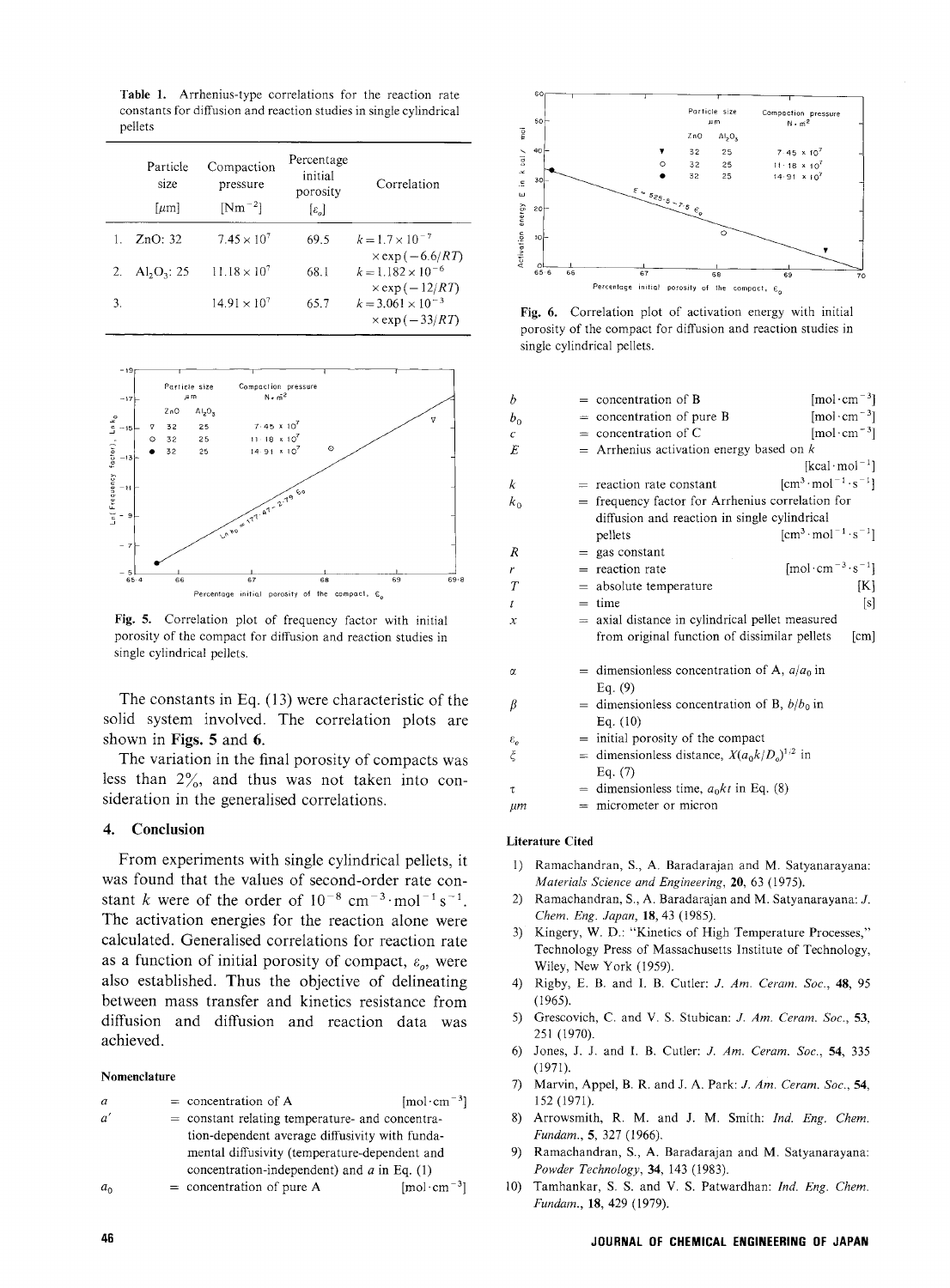**Table 1.** Arrhenius-type correlations for the reaction rate constants for diffusion and reaction studies in single cylindrical pellets

| | Particle size [$\mu$m] | Compaction pressure [$Nm^{-2}$] | Percentage initial porosity [$\varepsilon_o$] | Correlation |
|---|---|---|---|---|
| 1. | ZnO: 32 | $7.45 \times 10^7$ | 69.5 | $k = 1.7 \times 10^{-7} \times \exp(-6.6/RT)$ |
| 2. | $Al_2O_3$: 25 | $11.18 \times 10^7$ | 68.1 | $k = 1.182 \times 10^{-6} \times \exp(-12/RT)$ |
| 3. | | $14.91 \times 10^7$ | 65.7 | $k = 3.061 \times 10^{-3} \times \exp(-33/RT)$ |

Particle size
μm
ZnO Al₂O₃
32 25
32 25
32 25
Compaction pressure
N·m²
7.45 x 10⁷
11.18 x 10⁷
14.91 x 10⁷
Ln k₀ = 177.47 − 2.79 ε₀
Ln (Frequency factor), Ln k₀
Percentage initial porosity of the compact, ε₀
−19 −17 −15 −13 −11 −9 −7 −5
65.4 66 67 68 69 69.8

**Fig. 5.** Correlation plot of frequency factor with initial porosity of the compact for diffusion and reaction studies in single cylindrical pellets.

The constants in Eq. (13) were characteristic of the solid system involved. The correlation plots are shown in **Figs. 5** and **6**.

The variation in the final porosity of compacts was less than 2%, and thus was not taken into consideration in the generalised correlations.

## 4. Conclusion

From experiments with single cylindrical pellets, it was found that the values of second-order rate constant $k$ were of the order of $10^{-8}$ $cm^{-3} \cdot mol^{-1} s^{-1}$. The activation energies for the reaction alone were calculated. Generalised correlations for reaction rate as a function of initial porosity of compact, $\varepsilon_o$, were also established. Thus the objective of delineating between mass transfer and kinetics resistance from diffusion and diffusion and reaction data was achieved.

Particle size
μm
ZnO Al₂O₃
32 25
32 25
32 25
Compaction pressure
N·m²
7.45 x 10⁷
11.18 x 10⁷
14.91 x 10⁷
E = 525.5 − 7.5 ε₀
Activation energy E in k cal / mol
Percentage initial porosity of the compact, ε₀
0 10 20 30 40 50 60
65.6 66 67 68 69 70

**Fig. 6.** Correlation plot of activation energy with initial porosity of the compact for diffusion and reaction studies in single cylindrical pellets.

### Nomenclature

| | | |
|---|---|---|
| $a$ | = concentration of A | [$mol \cdot cm^{-3}$] |
| $a'$ | = constant relating temperature- and concentration-dependent average diffusivity with fundamental diffusivity (temperature-dependent and concentration-independent) and $a$ in Eq. (1) | |
| $a_0$ | = concentration of pure A | [$mol \cdot cm^{-3}$] |
| $b$ | = concentration of B | [$mol \cdot cm^{-3}$] |
| $b_0$ | = concentration of pure B | [$mol \cdot cm^{-3}$] |
| $c$ | = concentration of C | [$mol \cdot cm^{-3}$] |
| $E$ | = Arrhenius activation energy based on $k$ | [$kcal \cdot mol^{-1}$] |
| $k$ | = reaction rate constant | [$cm^3 \cdot mol^{-1} \cdot s^{-1}$] |
| $k_0$ | = frequency factor for Arrhenius correlation for diffusion and reaction in single cylindrical pellets | [$cm^3 \cdot mol^{-1} \cdot s^{-1}$] |
| $R$ | = gas constant | |
| $r$ | = reaction rate | [$mol \cdot cm^{-3} \cdot s^{-1}$] |
| $T$ | = absolute temperature | [K] |
| $t$ | = time | [s] |
| $x$ | = axial distance in cylindrical pellet measured from original function of dissimilar pellets | [cm] |
| $\alpha$ | = dimensionless concentration of A, $a/a_0$ in Eq. (9) | |
| $\beta$ | = dimensionless concentration of B, $b/b_0$ in Eq. (10) | |
| $\varepsilon_o$ | = initial porosity of the compact | |
| $\xi$ | = dimensionless distance, $X(a_0 k/D_o)^{1/2}$ in Eq. (7) | |
| $\tau$ | = dimensionless time, $a_0 kt$ in Eq. (8) | |
| $\mu m$ | = micrometer or micron | |

### Literature Cited

1) Ramachandran, S., A. Baradarajan and M. Satyanarayana: *Materials Science and Engineering*, **20**, 63 (1975).
2) Ramachandran, S., A. Baradarajan and M. Satyanarayana: *J. Chem. Eng. Japan*, **18**, 43 (1985).
3) Kingery, W. D.: "Kinetics of High Temperature Processes," Technology Press of Massachusetts Institute of Technology, Wiley, New York (1959).
4) Rigby, E. B. and I. B. Cutler: *J. Am. Ceram. Soc.*, **48**, 95 (1965).
5) Grescovich, C. and V. S. Stubican: *J. Am. Ceram. Soc.*, **53**, 251 (1970).
6) Jones, J. J. and I. B. Cutler: *J. Am. Ceram. Soc.*, **54**, 335 (1971).
7) Marvin, Appel, B. R. and J. A. Park: *J. Am. Ceram. Soc.*, **54**, 152 (1971).
8) Arrowsmith, R. M. and J. M. Smith: *Ind. Eng. Chem. Fundam.*, **5**, 327 (1966).
9) Ramachandran, S., A. Baradarajan and M. Satyanarayana: *Powder Technology*, **34**, 143 (1983).
10) Tamhankar, S. S. and V. S. Patwardhan: *Ind. Eng. Chem. Fundam.*, **18**, 429 (1979).